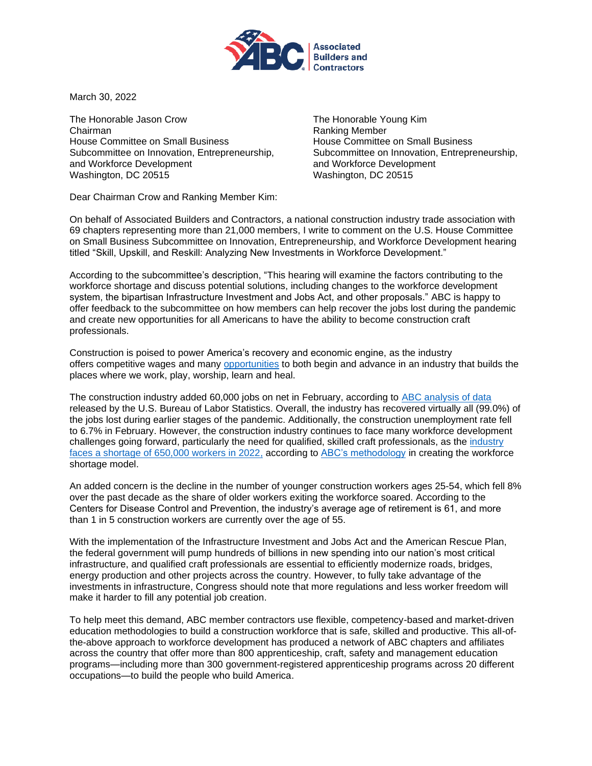Associated Builders and Contractors

March 30, 2022

The Honorable Jason Crow
Chairman
House Committee on Small Business
Subcommittee on Innovation, Entrepreneurship, and Workforce Development
Washington, DC 20515

The Honorable Young Kim
Ranking Member
House Committee on Small Business
Subcommittee on Innovation, Entrepreneurship, and Workforce Development
Washington, DC 20515

Dear Chairman Crow and Ranking Member Kim:

On behalf of Associated Builders and Contractors, a national construction industry trade association with 69 chapters representing more than 21,000 members, I write to comment on the U.S. House Committee on Small Business Subcommittee on Innovation, Entrepreneurship, and Workforce Development hearing titled "Skill, Upskill, and Reskill: Analyzing New Investments in Workforce Development."

According to the subcommittee's description, "This hearing will examine the factors contributing to the workforce shortage and discuss potential solutions, including changes to the workforce development system, the bipartisan Infrastructure Investment and Jobs Act, and other proposals." ABC is happy to offer feedback to the subcommittee on how members can help recover the jobs lost during the pandemic and create new opportunities for all Americans to have the ability to become construction craft professionals.

Construction is poised to power America's recovery and economic engine, as the industry offers competitive wages and many opportunities to both begin and advance in an industry that builds the places where we work, play, worship, learn and heal.

The construction industry added 60,000 jobs on net in February, according to ABC analysis of data released by the U.S. Bureau of Labor Statistics. Overall, the industry has recovered virtually all (99.0%) of the jobs lost during earlier stages of the pandemic. Additionally, the construction unemployment rate fell to 6.7% in February. However, the construction industry continues to face many workforce development challenges going forward, particularly the need for qualified, skilled craft professionals, as the industry faces a shortage of 650,000 workers in 2022, according to ABC's methodology in creating the workforce shortage model.

An added concern is the decline in the number of younger construction workers ages 25-54, which fell 8% over the past decade as the share of older workers exiting the workforce soared. According to the Centers for Disease Control and Prevention, the industry's average age of retirement is 61, and more than 1 in 5 construction workers are currently over the age of 55.

With the implementation of the Infrastructure Investment and Jobs Act and the American Rescue Plan, the federal government will pump hundreds of billions in new spending into our nation's most critical infrastructure, and qualified craft professionals are essential to efficiently modernize roads, bridges, energy production and other projects across the country. However, to fully take advantage of the investments in infrastructure, Congress should note that more regulations and less worker freedom will make it harder to fill any potential job creation.

To help meet this demand, ABC member contractors use flexible, competency-based and market-driven education methodologies to build a construction workforce that is safe, skilled and productive. This all-of-the-above approach to workforce development has produced a network of ABC chapters and affiliates across the country that offer more than 800 apprenticeship, craft, safety and management education programs—including more than 300 government-registered apprenticeship programs across 20 different occupations—to build the people who build America.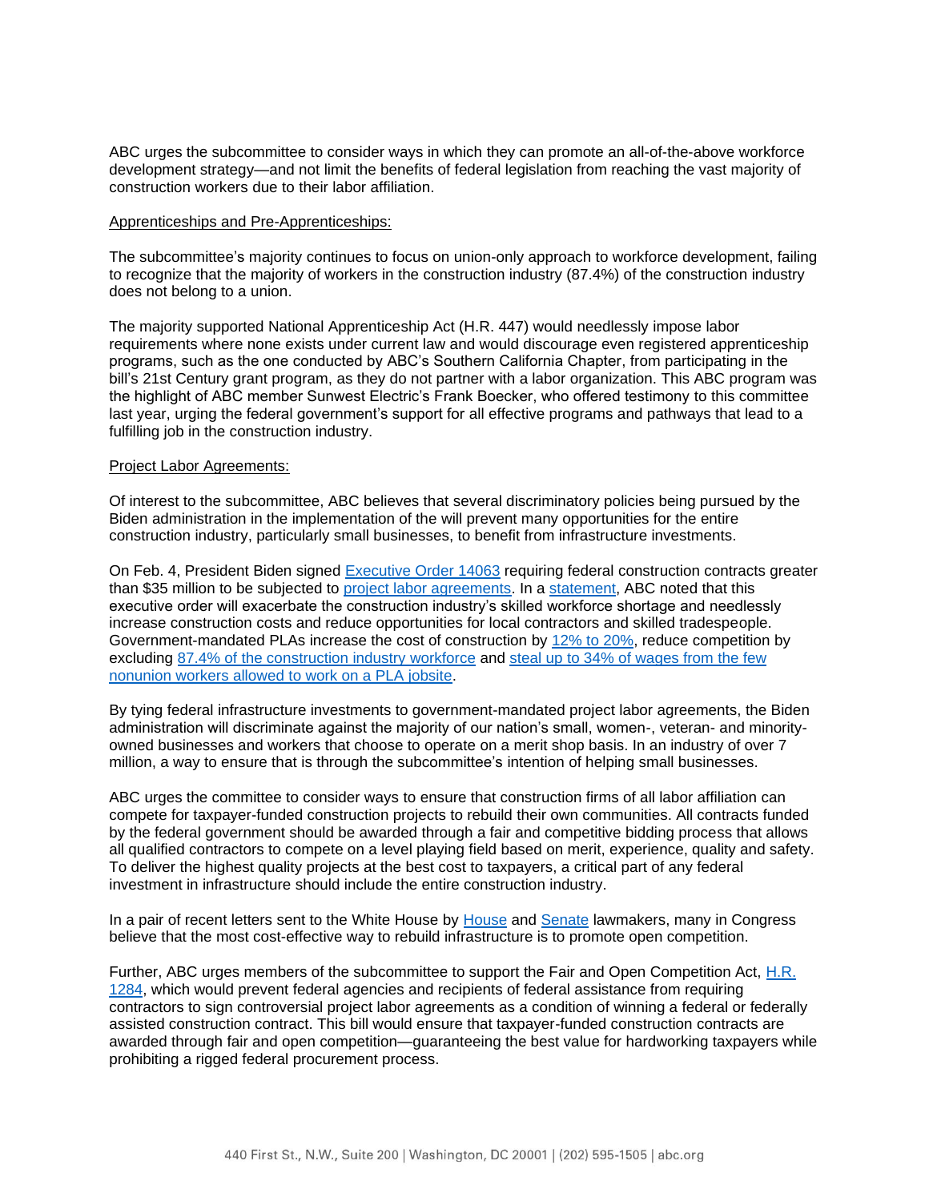ABC urges the subcommittee to consider ways in which they can promote an all-of-the-above workforce development strategy—and not limit the benefits of federal legislation from reaching the vast majority of construction workers due to their labor affiliation.

<u>Apprenticeships and Pre-Apprenticeships:</u>

The subcommittee's majority continues to focus on union-only approach to workforce development, failing to recognize that the majority of workers in the construction industry (87.4%) of the construction industry does not belong to a union.

The majority supported National Apprenticeship Act (H.R. 447) would needlessly impose labor requirements where none exists under current law and would discourage even registered apprenticeship programs, such as the one conducted by ABC's Southern California Chapter, from participating in the bill's 21st Century grant program, as they do not partner with a labor organization. This ABC program was the highlight of ABC member Sunwest Electric's Frank Boecker, who offered testimony to this committee last year, urging the federal government's support for all effective programs and pathways that lead to a fulfilling job in the construction industry.

<u>Project Labor Agreements:</u>

Of interest to the subcommittee, ABC believes that several discriminatory policies being pursued by the Biden administration in the implementation of the will prevent many opportunities for the entire construction industry, particularly small businesses, to benefit from infrastructure investments.

On Feb. 4, President Biden signed Executive Order 14063 requiring federal construction contracts greater than $35 million to be subjected to project labor agreements. In a statement, ABC noted that this executive order will exacerbate the construction industry's skilled workforce shortage and needlessly increase construction costs and reduce opportunities for local contractors and skilled tradespeople. Government-mandated PLAs increase the cost of construction by 12% to 20%, reduce competition by excluding 87.4% of the construction industry workforce and steal up to 34% of wages from the few nonunion workers allowed to work on a PLA jobsite.

By tying federal infrastructure investments to government-mandated project labor agreements, the Biden administration will discriminate against the majority of our nation's small, women-, veteran- and minority-owned businesses and workers that choose to operate on a merit shop basis. In an industry of over 7 million, a way to ensure that is through the subcommittee's intention of helping small businesses.

ABC urges the committee to consider ways to ensure that construction firms of all labor affiliation can compete for taxpayer-funded construction projects to rebuild their own communities. All contracts funded by the federal government should be awarded through a fair and competitive bidding process that allows all qualified contractors to compete on a level playing field based on merit, experience, quality and safety. To deliver the highest quality projects at the best cost to taxpayers, a critical part of any federal investment in infrastructure should include the entire construction industry.

In a pair of recent letters sent to the White House by House and Senate lawmakers, many in Congress believe that the most cost-effective way to rebuild infrastructure is to promote open competition.

Further, ABC urges members of the subcommittee to support the Fair and Open Competition Act, H.R. 1284, which would prevent federal agencies and recipients of federal assistance from requiring contractors to sign controversial project labor agreements as a condition of winning a federal or federally assisted construction contract. This bill would ensure that taxpayer-funded construction contracts are awarded through fair and open competition—guaranteeing the best value for hardworking taxpayers while prohibiting a rigged federal procurement process.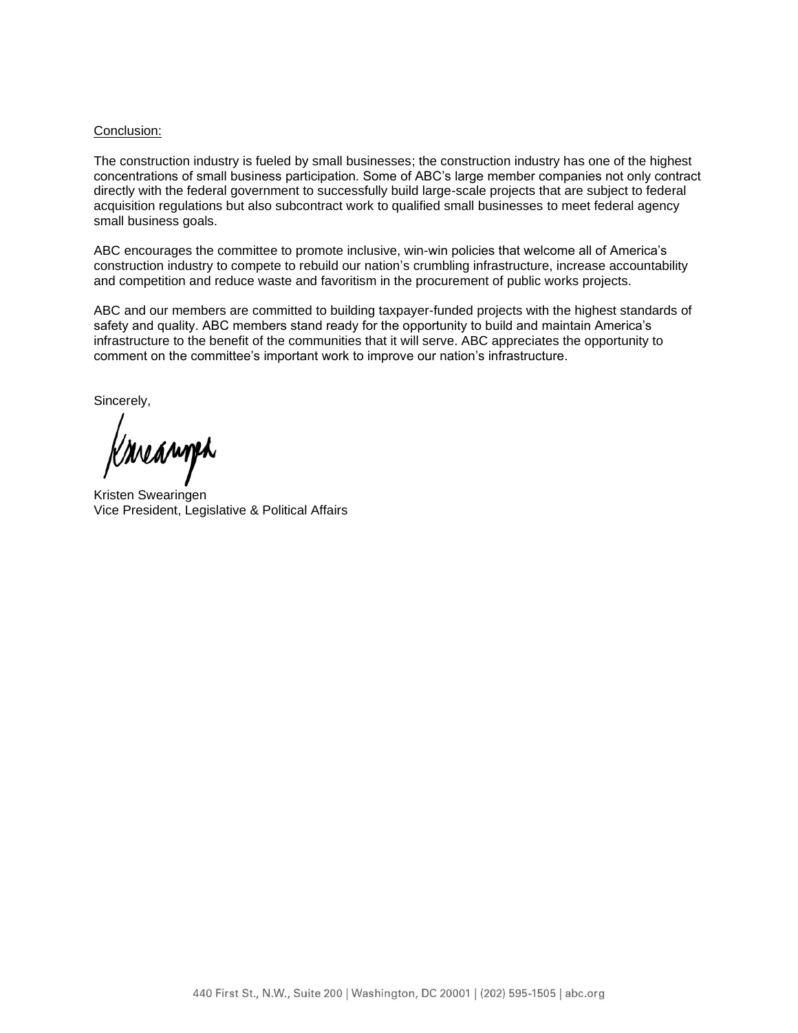<u>Conclusion:</u>

The construction industry is fueled by small businesses; the construction industry has one of the highest concentrations of small business participation. Some of ABC's large member companies not only contract directly with the federal government to successfully build large-scale projects that are subject to federal acquisition regulations but also subcontract work to qualified small businesses to meet federal agency small business goals.

ABC encourages the committee to promote inclusive, win-win policies that welcome all of America's construction industry to compete to rebuild our nation's crumbling infrastructure, increase accountability and competition and reduce waste and favoritism in the procurement of public works projects.

ABC and our members are committed to building taxpayer-funded projects with the highest standards of safety and quality. ABC members stand ready for the opportunity to build and maintain America's infrastructure to the benefit of the communities that it will serve. ABC appreciates the opportunity to comment on the committee's important work to improve our nation's infrastructure.

Sincerely,

Kristen Swearingen
Vice President, Legislative & Political Affairs